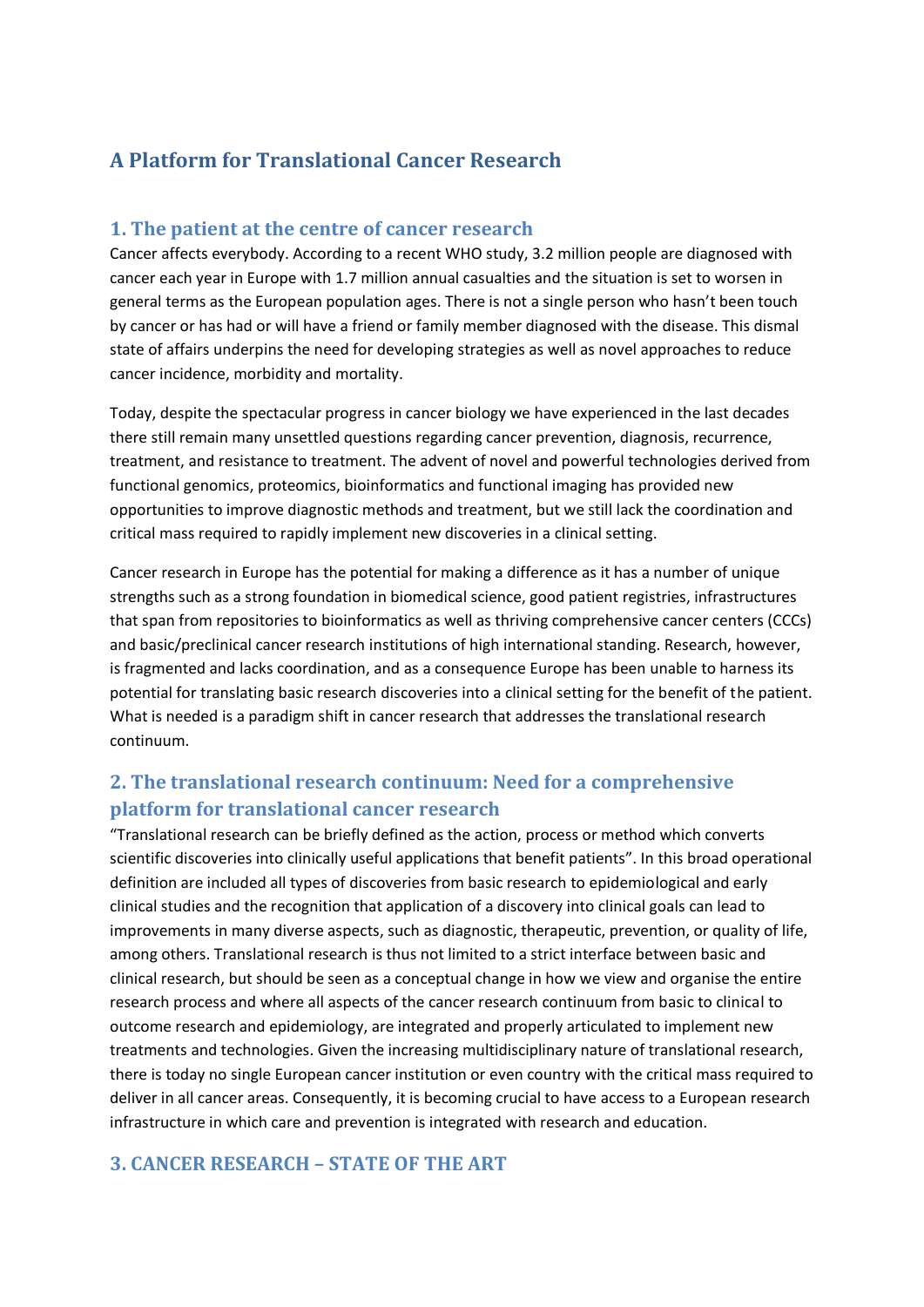# A Platform for Translational Cancer Research

## 1. The patient at the centre of cancer research

Cancer affects everybody. According to a recent WHO study, 3.2 million people are diagnosed with cancer each year in Europe with 1.7 million annual casualties and the situation is set to worsen in general terms as the European population ages. There is not a single person who hasn't been touch by cancer or has had or will have a friend or family member diagnosed with the disease. This dismal state of affairs underpins the need for developing strategies as well as novel approaches to reduce cancer incidence, morbidity and mortality.

Today, despite the spectacular progress in cancer biology we have experienced in the last decades there still remain many unsettled questions regarding cancer prevention, diagnosis, recurrence, treatment, and resistance to treatment. The advent of novel and powerful technologies derived from functional genomics, proteomics, bioinformatics and functional imaging has provided new opportunities to improve diagnostic methods and treatment, but we still lack the coordination and critical mass required to rapidly implement new discoveries in a clinical setting.

Cancer research in Europe has the potential for making a difference as it has a number of unique strengths such as a strong foundation in biomedical science, good patient registries, infrastructures that span from repositories to bioinformatics as well as thriving comprehensive cancer centers (CCCs) and basic/preclinical cancer research institutions of high international standing. Research, however, is fragmented and lacks coordination, and as a consequence Europe has been unable to harness its potential for translating basic research discoveries into a clinical setting for the benefit of the patient. What is needed is a paradigm shift in cancer research that addresses the translational research continuum.

## 2. The translational research continuum: Need for a comprehensive platform for translational cancer research

"Translational research can be briefly defined as the action, process or method which converts scientific discoveries into clinically useful applications that benefit patients". In this broad operational definition are included all types of discoveries from basic research to epidemiological and early clinical studies and the recognition that application of a discovery into clinical goals can lead to improvements in many diverse aspects, such as diagnostic, therapeutic, prevention, or quality of life, among others. Translational research is thus not limited to a strict interface between basic and clinical research, but should be seen as a conceptual change in how we view and organise the entire research process and where all aspects of the cancer research continuum from basic to clinical to outcome research and epidemiology, are integrated and properly articulated to implement new treatments and technologies. Given the increasing multidisciplinary nature of translational research, there is today no single European cancer institution or even country with the critical mass required to deliver in all cancer areas. Consequently, it is becoming crucial to have access to a European research infrastructure in which care and prevention is integrated with research and education.

## 3. CANCER RESEARCH – STATE OF THE ART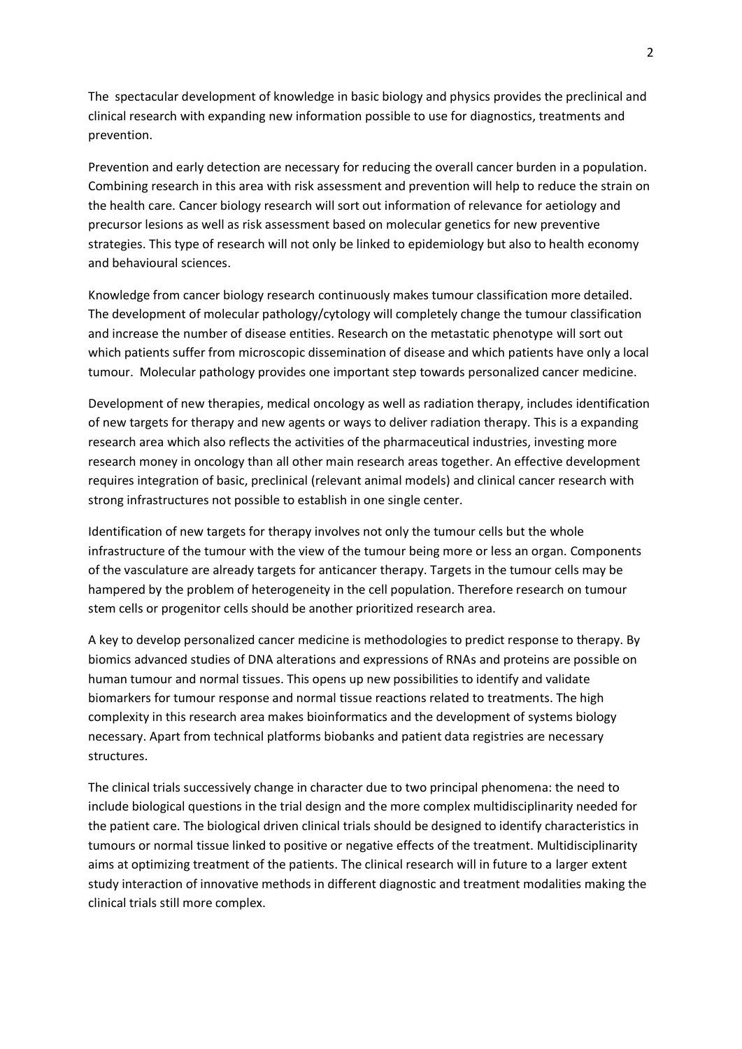The spectacular development of knowledge in basic biology and physics provides the preclinical and clinical research with expanding new information possible to use for diagnostics, treatments and prevention.

Prevention and early detection are necessary for reducing the overall cancer burden in a population. Combining research in this area with risk assessment and prevention will help to reduce the strain on the health care. Cancer biology research will sort out information of relevance for aetiology and precursor lesions as well as risk assessment based on molecular genetics for new preventive strategies. This type of research will not only be linked to epidemiology but also to health economy and behavioural sciences.

Knowledge from cancer biology research continuously makes tumour classification more detailed. The development of molecular pathology/cytology will completely change the tumour classification and increase the number of disease entities. Research on the metastatic phenotype will sort out which patients suffer from microscopic dissemination of disease and which patients have only a local tumour. Molecular pathology provides one important step towards personalized cancer medicine.

Development of new therapies, medical oncology as well as radiation therapy, includes identification of new targets for therapy and new agents or ways to deliver radiation therapy. This is a expanding research area which also reflects the activities of the pharmaceutical industries, investing more research money in oncology than all other main research areas together. An effective development requires integration of basic, preclinical (relevant animal models) and clinical cancer research with strong infrastructures not possible to establish in one single center.

Identification of new targets for therapy involves not only the tumour cells but the whole infrastructure of the tumour with the view of the tumour being more or less an organ. Components of the vasculature are already targets for anticancer therapy. Targets in the tumour cells may be hampered by the problem of heterogeneity in the cell population. Therefore research on tumour stem cells or progenitor cells should be another prioritized research area.

A key to develop personalized cancer medicine is methodologies to predict response to therapy. By biomics advanced studies of DNA alterations and expressions of RNAs and proteins are possible on human tumour and normal tissues. This opens up new possibilities to identify and validate biomarkers for tumour response and normal tissue reactions related to treatments. The high complexity in this research area makes bioinformatics and the development of systems biology necessary. Apart from technical platforms biobanks and patient data registries are necessary structures.

The clinical trials successively change in character due to two principal phenomena: the need to include biological questions in the trial design and the more complex multidisciplinarity needed for the patient care. The biological driven clinical trials should be designed to identify characteristics in tumours or normal tissue linked to positive or negative effects of the treatment. Multidisciplinarity aims at optimizing treatment of the patients. The clinical research will in future to a larger extent study interaction of innovative methods in different diagnostic and treatment modalities making the clinical trials still more complex.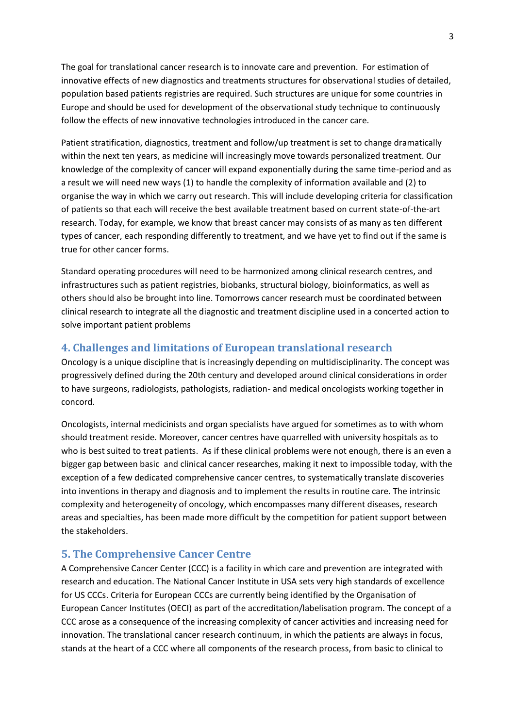The goal for translational cancer research is to innovate care and prevention. For estimation of innovative effects of new diagnostics and treatments structures for observational studies of detailed, population based patients registries are required. Such structures are unique for some countries in Europe and should be used for development of the observational study technique to continuously follow the effects of new innovative technologies introduced in the cancer care.

Patient stratification, diagnostics, treatment and follow/up treatment is set to change dramatically within the next ten years, as medicine will increasingly move towards personalized treatment. Our knowledge of the complexity of cancer will expand exponentially during the same time-period and as a result we will need new ways (1) to handle the complexity of information available and (2) to organise the way in which we carry out research. This will include developing criteria for classification of patients so that each will receive the best available treatment based on current state-of-the-art research. Today, for example, we know that breast cancer may consists of as many as ten different types of cancer, each responding differently to treatment, and we have yet to find out if the same is true for other cancer forms.

Standard operating procedures will need to be harmonized among clinical research centres, and infrastructures such as patient registries, biobanks, structural biology, bioinformatics, as well as others should also be brought into line. Tomorrows cancer research must be coordinated between clinical research to integrate all the diagnostic and treatment discipline used in a concerted action to solve important patient problems

## 4. Challenges and limitations of European translational research

Oncology is a unique discipline that is increasingly depending on multidisciplinarity. The concept was progressively defined during the 20th century and developed around clinical considerations in order to have surgeons, radiologists, pathologists, radiation- and medical oncologists working together in concord.

Oncologists, internal medicinists and organ specialists have argued for sometimes as to with whom should treatment reside. Moreover, cancer centres have quarrelled with university hospitals as to who is best suited to treat patients. As if these clinical problems were not enough, there is an even a bigger gap between basic and clinical cancer researches, making it next to impossible today, with the exception of a few dedicated comprehensive cancer centres, to systematically translate discoveries into inventions in therapy and diagnosis and to implement the results in routine care. The intrinsic complexity and heterogeneity of oncology, which encompasses many different diseases, research areas and specialties, has been made more difficult by the competition for patient support between the stakeholders.

## 5. The Comprehensive Cancer Centre

A Comprehensive Cancer Center (CCC) is a facility in which care and prevention are integrated with research and education. The National Cancer Institute in USA sets very high standards of excellence for US CCCs. Criteria for European CCCs are currently being identified by the Organisation of European Cancer Institutes (OECI) as part of the accreditation/labelisation program. The concept of a CCC arose as a consequence of the increasing complexity of cancer activities and increasing need for innovation. The translational cancer research continuum, in which the patients are always in focus, stands at the heart of a CCC where all components of the research process, from basic to clinical to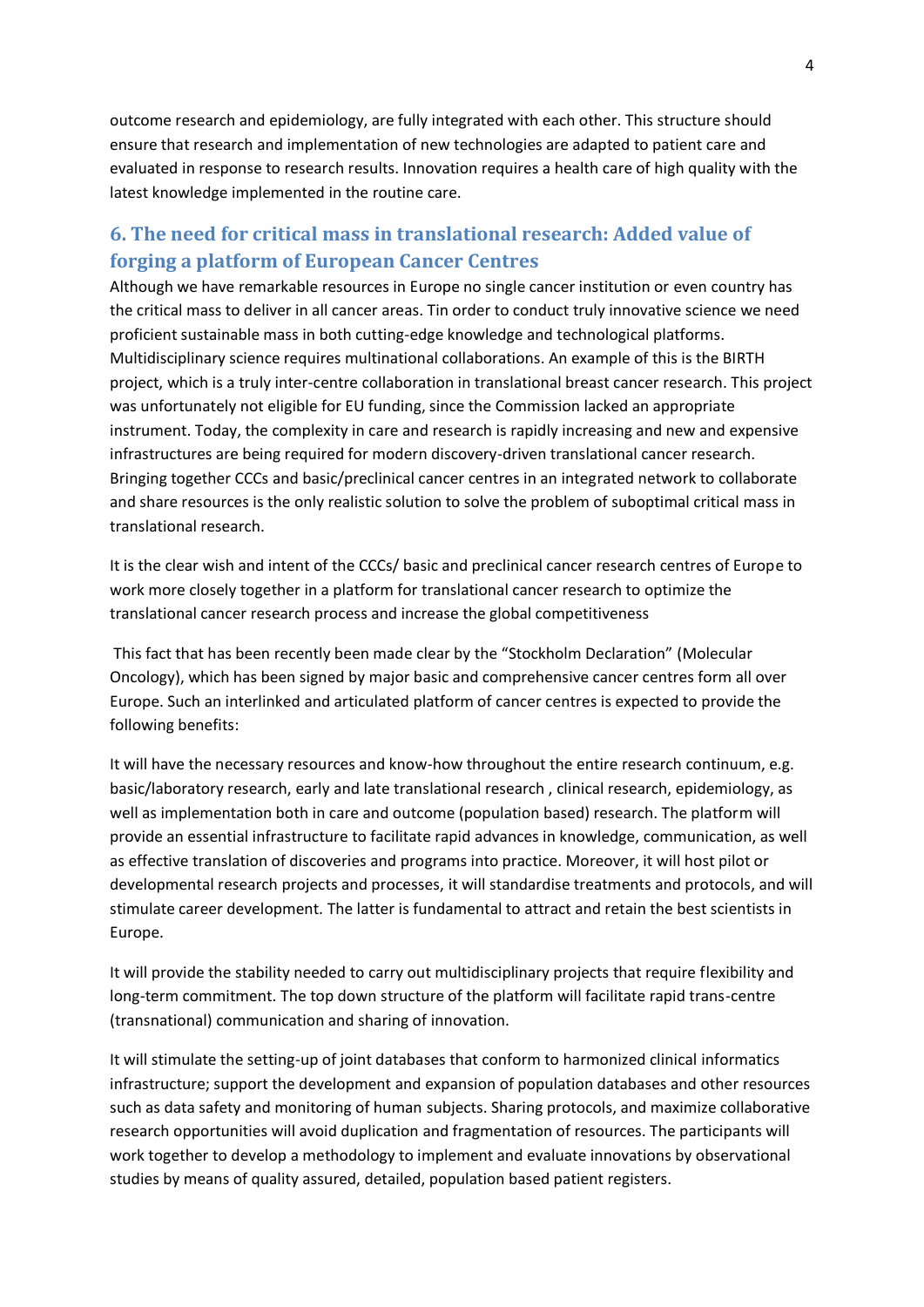outcome research and epidemiology, are fully integrated with each other. This structure should ensure that research and implementation of new technologies are adapted to patient care and evaluated in response to research results. Innovation requires a health care of high quality with the latest knowledge implemented in the routine care.

## 6. The need for critical mass in translational research: Added value of forging a platform of European Cancer Centres

Although we have remarkable resources in Europe no single cancer institution or even country has the critical mass to deliver in all cancer areas. Tin order to conduct truly innovative science we need proficient sustainable mass in both cutting-edge knowledge and technological platforms. Multidisciplinary science requires multinational collaborations. An example of this is the BIRTH project, which is a truly inter-centre collaboration in translational breast cancer research. This project was unfortunately not eligible for EU funding, since the Commission lacked an appropriate instrument. Today, the complexity in care and research is rapidly increasing and new and expensive infrastructures are being required for modern discovery-driven translational cancer research. Bringing together CCCs and basic/preclinical cancer centres in an integrated network to collaborate and share resources is the only realistic solution to solve the problem of suboptimal critical mass in translational research.

It is the clear wish and intent of the CCCs/ basic and preclinical cancer research centres of Europe to work more closely together in a platform for translational cancer research to optimize the translational cancer research process and increase the global competitiveness

This fact that has been recently been made clear by the "Stockholm Declaration" (Molecular Oncology), which has been signed by major basic and comprehensive cancer centres form all over Europe. Such an interlinked and articulated platform of cancer centres is expected to provide the following benefits:

It will have the necessary resources and know-how throughout the entire research continuum, e.g. basic/laboratory research, early and late translational research , clinical research, epidemiology, as well as implementation both in care and outcome (population based) research. The platform will provide an essential infrastructure to facilitate rapid advances in knowledge, communication, as well as effective translation of discoveries and programs into practice. Moreover, it will host pilot or developmental research projects and processes, it will standardise treatments and protocols, and will stimulate career development. The latter is fundamental to attract and retain the best scientists in Europe.

It will provide the stability needed to carry out multidisciplinary projects that require flexibility and long-term commitment. The top down structure of the platform will facilitate rapid trans-centre (transnational) communication and sharing of innovation.

It will stimulate the setting-up of joint databases that conform to harmonized clinical informatics infrastructure; support the development and expansion of population databases and other resources such as data safety and monitoring of human subjects. Sharing protocols, and maximize collaborative research opportunities will avoid duplication and fragmentation of resources. The participants will work together to develop a methodology to implement and evaluate innovations by observational studies by means of quality assured, detailed, population based patient registers.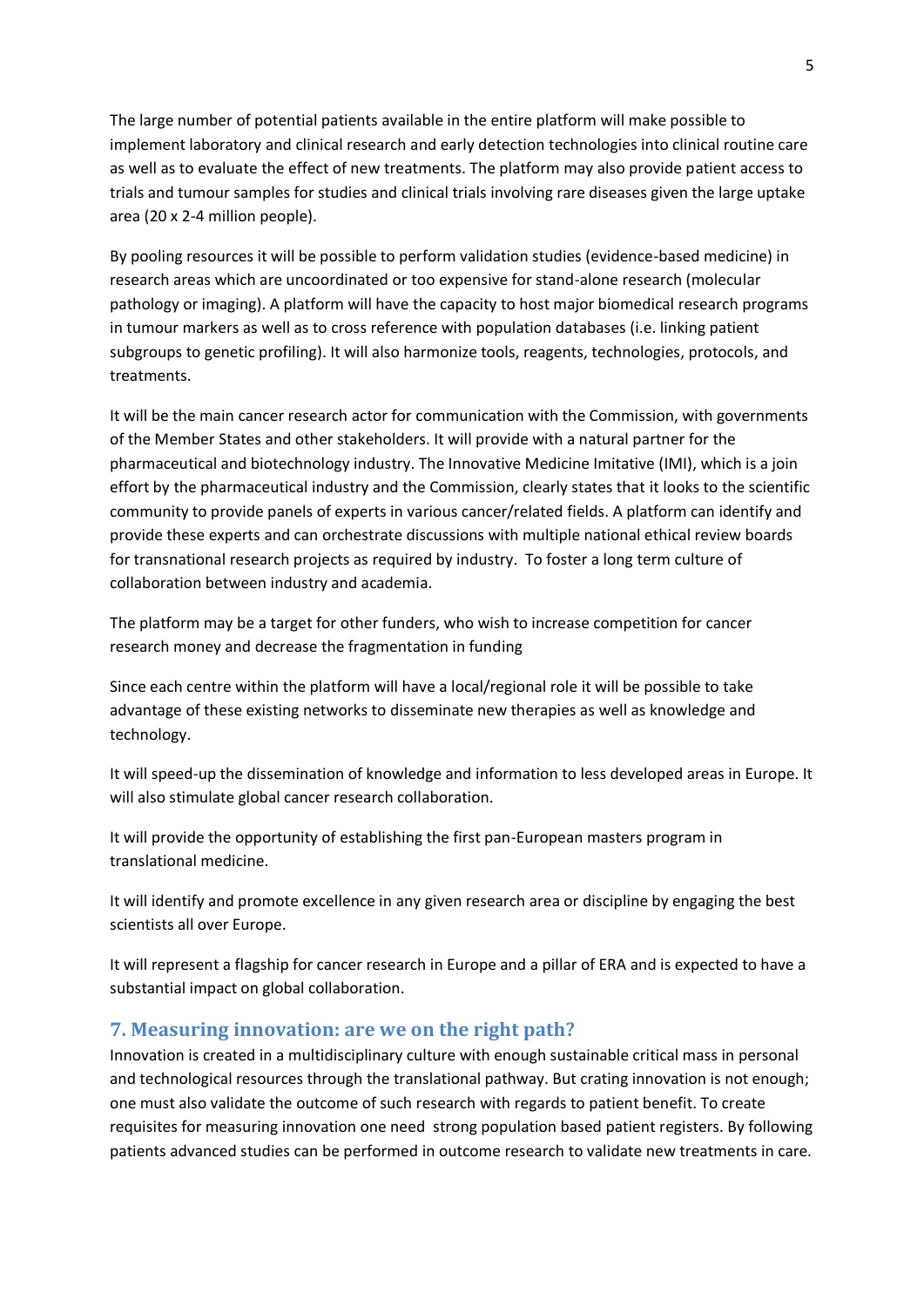The large number of potential patients available in the entire platform will make possible to implement laboratory and clinical research and early detection technologies into clinical routine care as well as to evaluate the effect of new treatments. The platform may also provide patient access to trials and tumour samples for studies and clinical trials involving rare diseases given the large uptake area (20 x 2-4 million people).

By pooling resources it will be possible to perform validation studies (evidence-based medicine) in research areas which are uncoordinated or too expensive for stand-alone research (molecular pathology or imaging). A platform will have the capacity to host major biomedical research programs in tumour markers as well as to cross reference with population databases (i.e. linking patient subgroups to genetic profiling). It will also harmonize tools, reagents, technologies, protocols, and treatments.

It will be the main cancer research actor for communication with the Commission, with governments of the Member States and other stakeholders. It will provide with a natural partner for the pharmaceutical and biotechnology industry. The Innovative Medicine Imitative (IMI), which is a join effort by the pharmaceutical industry and the Commission, clearly states that it looks to the scientific community to provide panels of experts in various cancer/related fields. A platform can identify and provide these experts and can orchestrate discussions with multiple national ethical review boards for transnational research projects as required by industry. To foster a long term culture of collaboration between industry and academia.

The platform may be a target for other funders, who wish to increase competition for cancer research money and decrease the fragmentation in funding

Since each centre within the platform will have a local/regional role it will be possible to take advantage of these existing networks to disseminate new therapies as well as knowledge and technology.

It will speed-up the dissemination of knowledge and information to less developed areas in Europe. It will also stimulate global cancer research collaboration.

It will provide the opportunity of establishing the first pan-European masters program in translational medicine.

It will identify and promote excellence in any given research area or discipline by engaging the best scientists all over Europe.

It will represent a flagship for cancer research in Europe and a pillar of ERA and is expected to have a substantial impact on global collaboration.

## 7. Measuring innovation: are we on the right path?

Innovation is created in a multidisciplinary culture with enough sustainable critical mass in personal and technological resources through the translational pathway. But crating innovation is not enough; one must also validate the outcome of such research with regards to patient benefit. To create requisites for measuring innovation one need strong population based patient registers. By following patients advanced studies can be performed in outcome research to validate new treatments in care.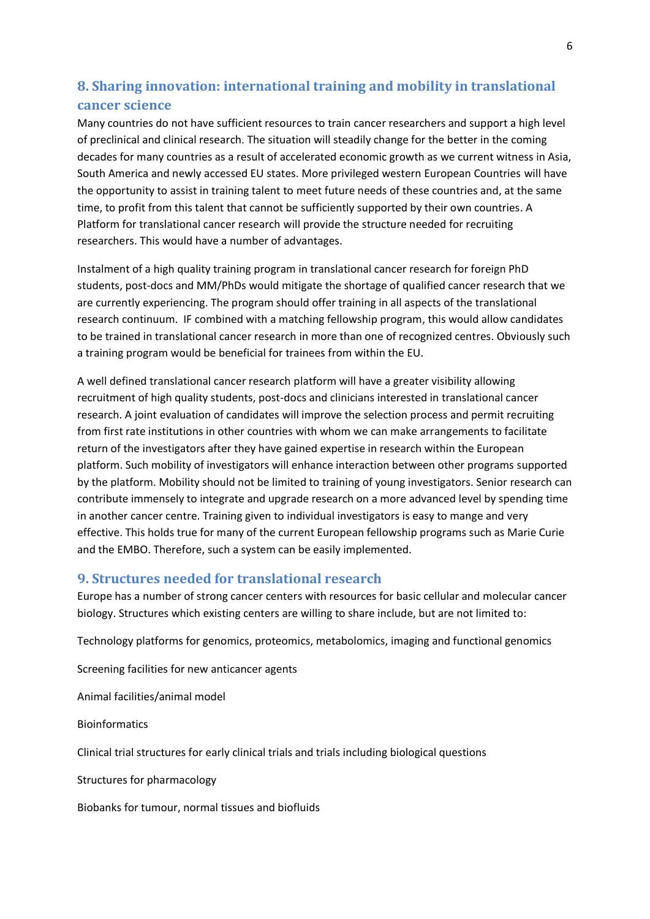## 8. Sharing innovation: international training and mobility in translational cancer science

Many countries do not have sufficient resources to train cancer researchers and support a high level of preclinical and clinical research. The situation will steadily change for the better in the coming decades for many countries as a result of accelerated economic growth as we current witness in Asia, South America and newly accessed EU states. More privileged western European Countries will have the opportunity to assist in training talent to meet future needs of these countries and, at the same time, to profit from this talent that cannot be sufficiently supported by their own countries. A Platform for translational cancer research will provide the structure needed for recruiting researchers. This would have a number of advantages.

Instalment of a high quality training program in translational cancer research for foreign PhD students, post-docs and MM/PhDs would mitigate the shortage of qualified cancer research that we are currently experiencing. The program should offer training in all aspects of the translational research continuum. IF combined with a matching fellowship program, this would allow candidates to be trained in translational cancer research in more than one of recognized centres. Obviously such a training program would be beneficial for trainees from within the EU.

A well defined translational cancer research platform will have a greater visibility allowing recruitment of high quality students, post-docs and clinicians interested in translational cancer research. A joint evaluation of candidates will improve the selection process and permit recruiting from first rate institutions in other countries with whom we can make arrangements to facilitate return of the investigators after they have gained expertise in research within the European platform. Such mobility of investigators will enhance interaction between other programs supported by the platform. Mobility should not be limited to training of young investigators. Senior research can contribute immensely to integrate and upgrade research on a more advanced level by spending time in another cancer centre. Training given to individual investigators is easy to mange and very effective. This holds true for many of the current European fellowship programs such as Marie Curie and the EMBO. Therefore, such a system can be easily implemented.

## 9. Structures needed for translational research

Europe has a number of strong cancer centers with resources for basic cellular and molecular cancer biology. Structures which existing centers are willing to share include, but are not limited to:

Technology platforms for genomics, proteomics, metabolomics, imaging and functional genomics

Screening facilities for new anticancer agents

Animal facilities/animal model

Bioinformatics

Clinical trial structures for early clinical trials and trials including biological questions

Structures for pharmacology

Biobanks for tumour, normal tissues and biofluids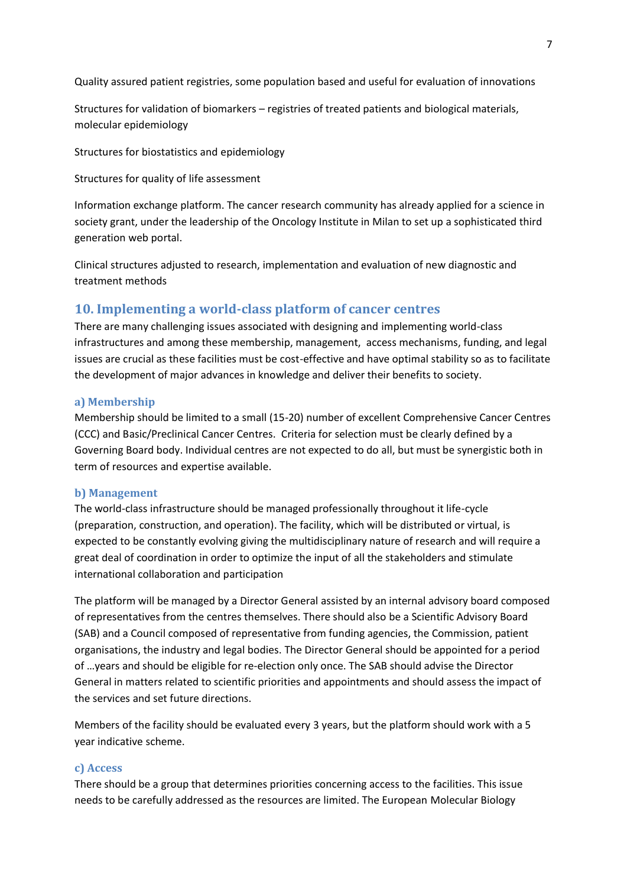Quality assured patient registries, some population based and useful for evaluation of innovations

Structures for validation of biomarkers – registries of treated patients and biological materials, molecular epidemiology

Structures for biostatistics and epidemiology

Structures for quality of life assessment

Information exchange platform. The cancer research community has already applied for a science in society grant, under the leadership of the Oncology Institute in Milan to set up a sophisticated third generation web portal.

Clinical structures adjusted to research, implementation and evaluation of new diagnostic and treatment methods

## 10. Implementing a world-class platform of cancer centres

There are many challenging issues associated with designing and implementing world-class infrastructures and among these membership, management, access mechanisms, funding, and legal issues are crucial as these facilities must be cost-effective and have optimal stability so as to facilitate the development of major advances in knowledge and deliver their benefits to society.

### a) Membership

Membership should be limited to a small (15-20) number of excellent Comprehensive Cancer Centres (CCC) and Basic/Preclinical Cancer Centres. Criteria for selection must be clearly defined by a Governing Board body. Individual centres are not expected to do all, but must be synergistic both in term of resources and expertise available.

### b) Management

The world-class infrastructure should be managed professionally throughout it life-cycle (preparation, construction, and operation). The facility, which will be distributed or virtual, is expected to be constantly evolving giving the multidisciplinary nature of research and will require a great deal of coordination in order to optimize the input of all the stakeholders and stimulate international collaboration and participation

The platform will be managed by a Director General assisted by an internal advisory board composed of representatives from the centres themselves. There should also be a Scientific Advisory Board (SAB) and a Council composed of representative from funding agencies, the Commission, patient organisations, the industry and legal bodies. The Director General should be appointed for a period of …years and should be eligible for re-election only once. The SAB should advise the Director General in matters related to scientific priorities and appointments and should assess the impact of the services and set future directions.

Members of the facility should be evaluated every 3 years, but the platform should work with a 5 year indicative scheme.

### c) Access

There should be a group that determines priorities concerning access to the facilities. This issue needs to be carefully addressed as the resources are limited. The European Molecular Biology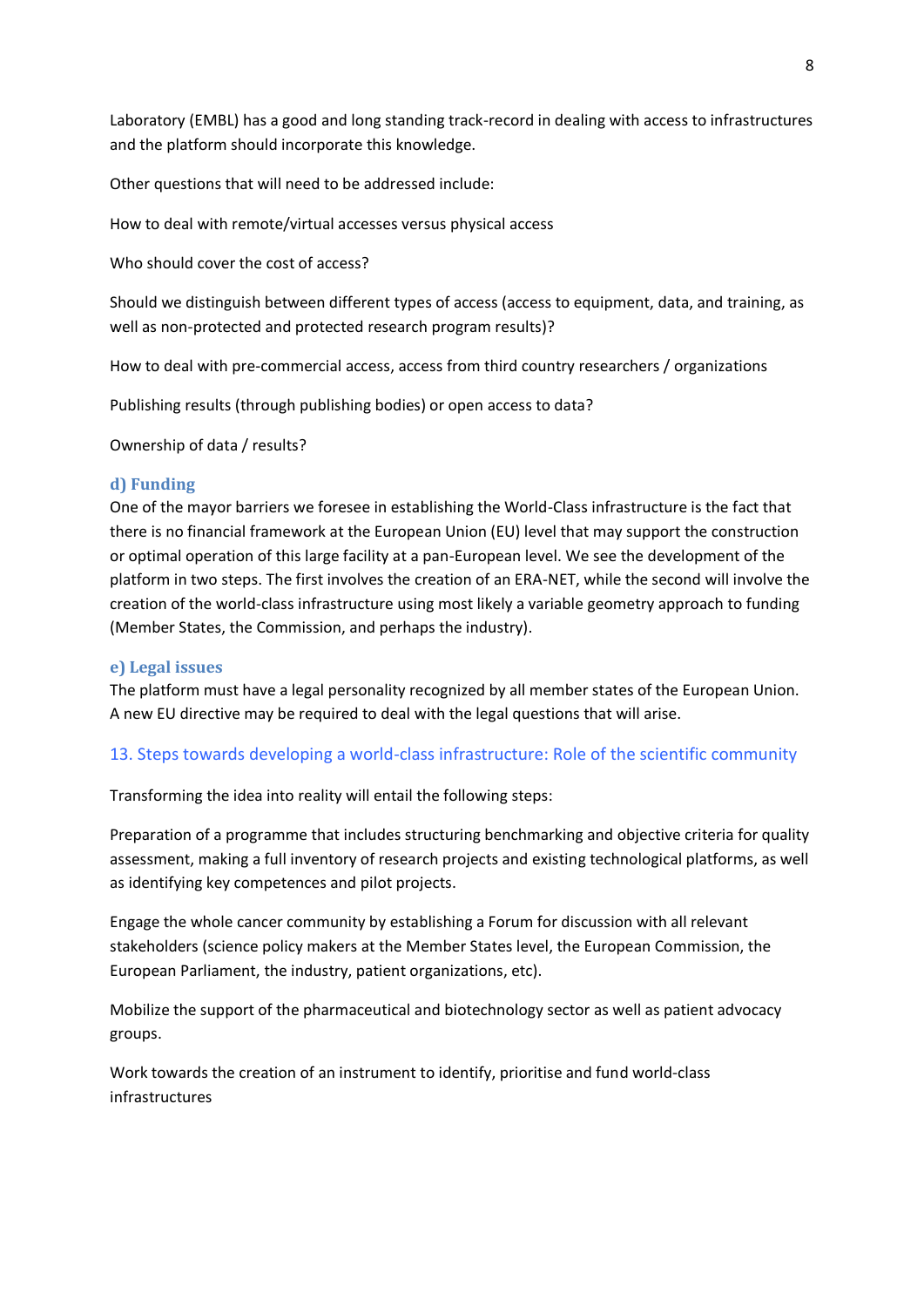Laboratory (EMBL) has a good and long standing track-record in dealing with access to infrastructures and the platform should incorporate this knowledge.

Other questions that will need to be addressed include:

How to deal with remote/virtual accesses versus physical access

Who should cover the cost of access?

Should we distinguish between different types of access (access to equipment, data, and training, as well as non-protected and protected research program results)?

How to deal with pre-commercial access, access from third country researchers / organizations

Publishing results (through publishing bodies) or open access to data?

Ownership of data / results?

### d) Funding

One of the mayor barriers we foresee in establishing the World-Class infrastructure is the fact that there is no financial framework at the European Union (EU) level that may support the construction or optimal operation of this large facility at a pan-European level. We see the development of the platform in two steps. The first involves the creation of an ERA-NET, while the second will involve the creation of the world-class infrastructure using most likely a variable geometry approach to funding (Member States, the Commission, and perhaps the industry).

### e) Legal issues

The platform must have a legal personality recognized by all member states of the European Union. A new EU directive may be required to deal with the legal questions that will arise.

## 13. Steps towards developing a world-class infrastructure: Role of the scientific community

Transforming the idea into reality will entail the following steps:

Preparation of a programme that includes structuring benchmarking and objective criteria for quality assessment, making a full inventory of research projects and existing technological platforms, as well as identifying key competences and pilot projects.

Engage the whole cancer community by establishing a Forum for discussion with all relevant stakeholders (science policy makers at the Member States level, the European Commission, the European Parliament, the industry, patient organizations, etc).

Mobilize the support of the pharmaceutical and biotechnology sector as well as patient advocacy groups.

Work towards the creation of an instrument to identify, prioritise and fund world-class infrastructures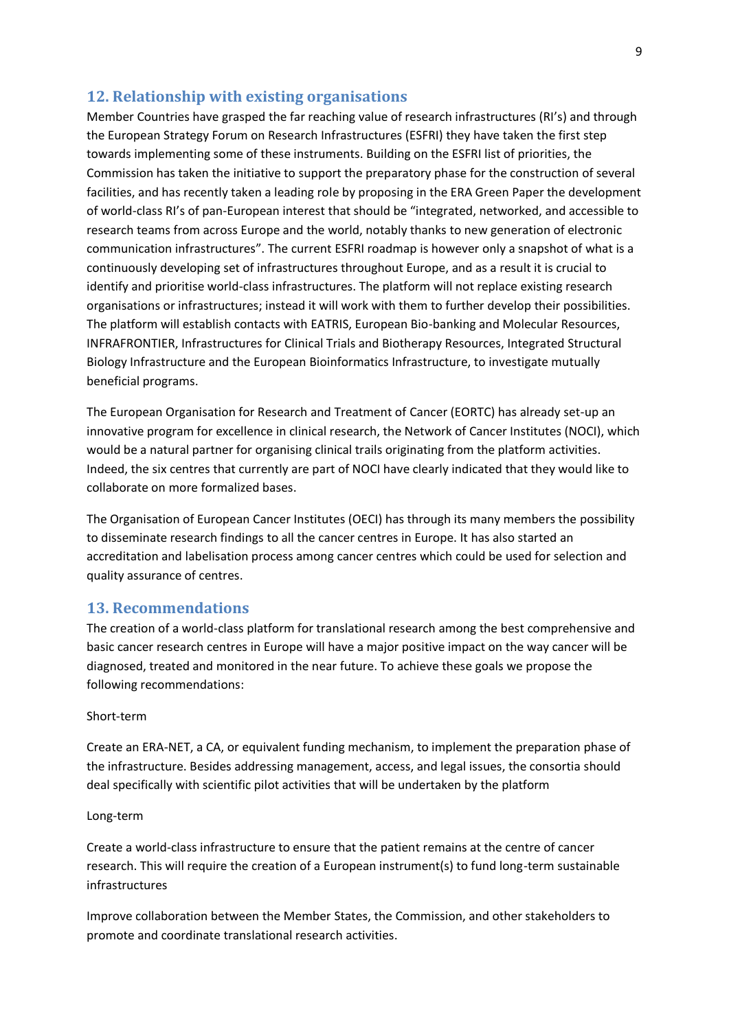## 12. Relationship with existing organisations

Member Countries have grasped the far reaching value of research infrastructures (RI's) and through the European Strategy Forum on Research Infrastructures (ESFRI) they have taken the first step towards implementing some of these instruments. Building on the ESFRI list of priorities, the Commission has taken the initiative to support the preparatory phase for the construction of several facilities, and has recently taken a leading role by proposing in the ERA Green Paper the development of world-class RI's of pan-European interest that should be "integrated, networked, and accessible to research teams from across Europe and the world, notably thanks to new generation of electronic communication infrastructures". The current ESFRI roadmap is however only a snapshot of what is a continuously developing set of infrastructures throughout Europe, and as a result it is crucial to identify and prioritise world-class infrastructures. The platform will not replace existing research organisations or infrastructures; instead it will work with them to further develop their possibilities. The platform will establish contacts with EATRIS, European Bio-banking and Molecular Resources, INFRAFRONTIER, Infrastructures for Clinical Trials and Biotherapy Resources, Integrated Structural Biology Infrastructure and the European Bioinformatics Infrastructure, to investigate mutually beneficial programs.

The European Organisation for Research and Treatment of Cancer (EORTC) has already set-up an innovative program for excellence in clinical research, the Network of Cancer Institutes (NOCI), which would be a natural partner for organising clinical trails originating from the platform activities. Indeed, the six centres that currently are part of NOCI have clearly indicated that they would like to collaborate on more formalized bases.

The Organisation of European Cancer Institutes (OECI) has through its many members the possibility to disseminate research findings to all the cancer centres in Europe. It has also started an accreditation and labelisation process among cancer centres which could be used for selection and quality assurance of centres.

## 13. Recommendations

The creation of a world-class platform for translational research among the best comprehensive and basic cancer research centres in Europe will have a major positive impact on the way cancer will be diagnosed, treated and monitored in the near future. To achieve these goals we propose the following recommendations:

Short-term

Create an ERA-NET, a CA, or equivalent funding mechanism, to implement the preparation phase of the infrastructure. Besides addressing management, access, and legal issues, the consortia should deal specifically with scientific pilot activities that will be undertaken by the platform

Long-term

Create a world-class infrastructure to ensure that the patient remains at the centre of cancer research. This will require the creation of a European instrument(s) to fund long-term sustainable infrastructures

Improve collaboration between the Member States, the Commission, and other stakeholders to promote and coordinate translational research activities.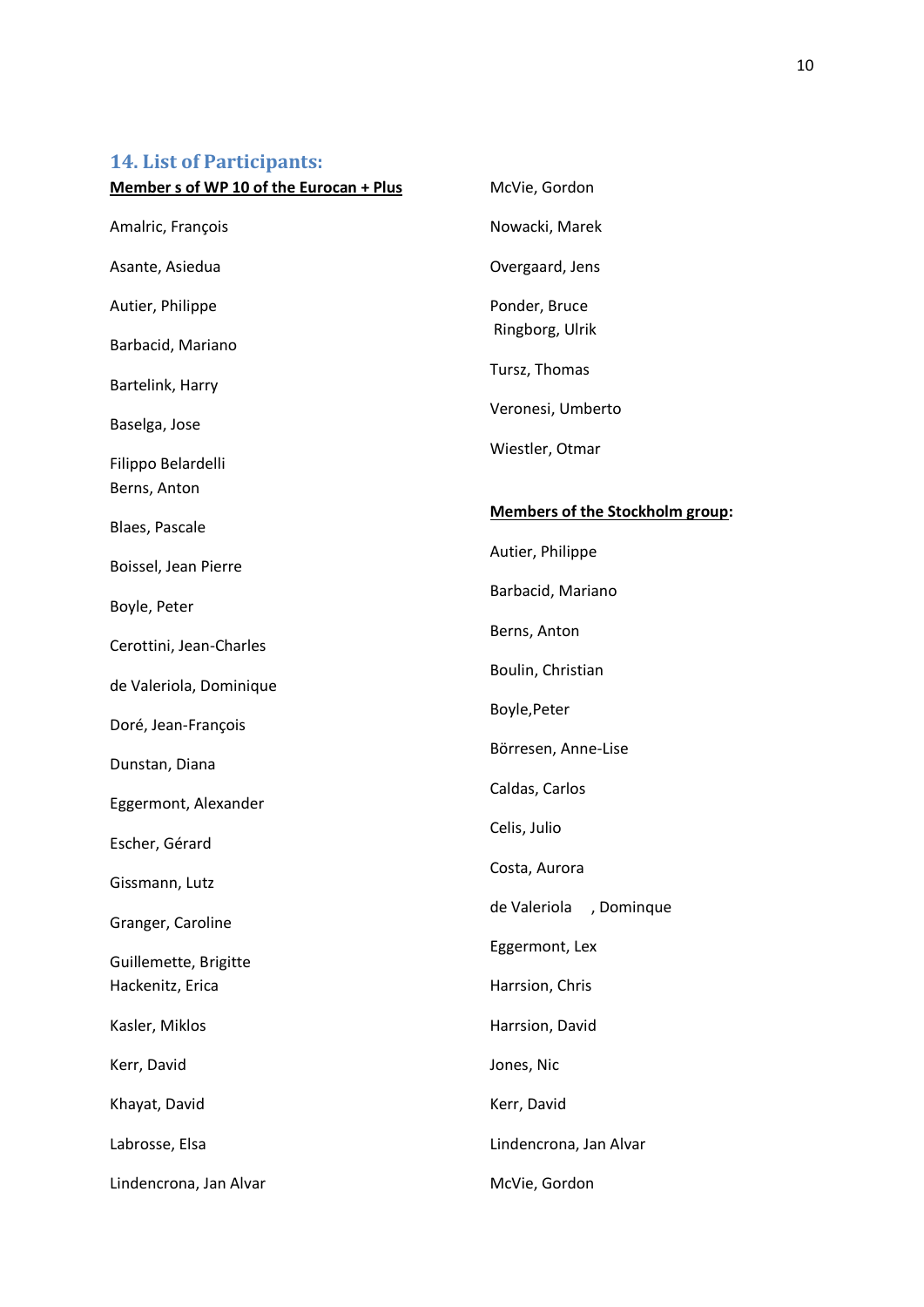## 14. List of Participants:

**Member s of WP 10 of the Eurocan + Plus**

Amalric, François

Asante, Asiedua

Autier, Philippe

Barbacid, Mariano

Bartelink, Harry

Baselga, Jose

Filippo Belardelli
Berns, Anton

Blaes, Pascale

Boissel, Jean Pierre

Boyle, Peter

Cerottini, Jean-Charles

de Valeriola, Dominique

Doré, Jean-François

Dunstan, Diana

Eggermont, Alexander

Escher, Gérard

Gissmann, Lutz

Granger, Caroline

Guillemette, Brigitte
Hackenitz, Erica

Kasler, Miklos

Kerr, David

Khayat, David

Labrosse, Elsa

Lindencrona, Jan Alvar

McVie, Gordon

Nowacki, Marek

Overgaard, Jens

Ponder, Bruce
Ringborg, Ulrik

Tursz, Thomas

Veronesi, Umberto

Wiestler, Otmar

**Members of the Stockholm group:**

Autier, Philippe

Barbacid, Mariano

Berns, Anton

Boulin, Christian

Boyle,Peter

Börresen, Anne-Lise

Caldas, Carlos

Celis, Julio

Costa, Aurora

de Valeriola , Dominque

Eggermont, Lex

Harrsion, Chris

Harrsion, David

Jones, Nic

Kerr, David

Lindencrona, Jan Alvar

McVie, Gordon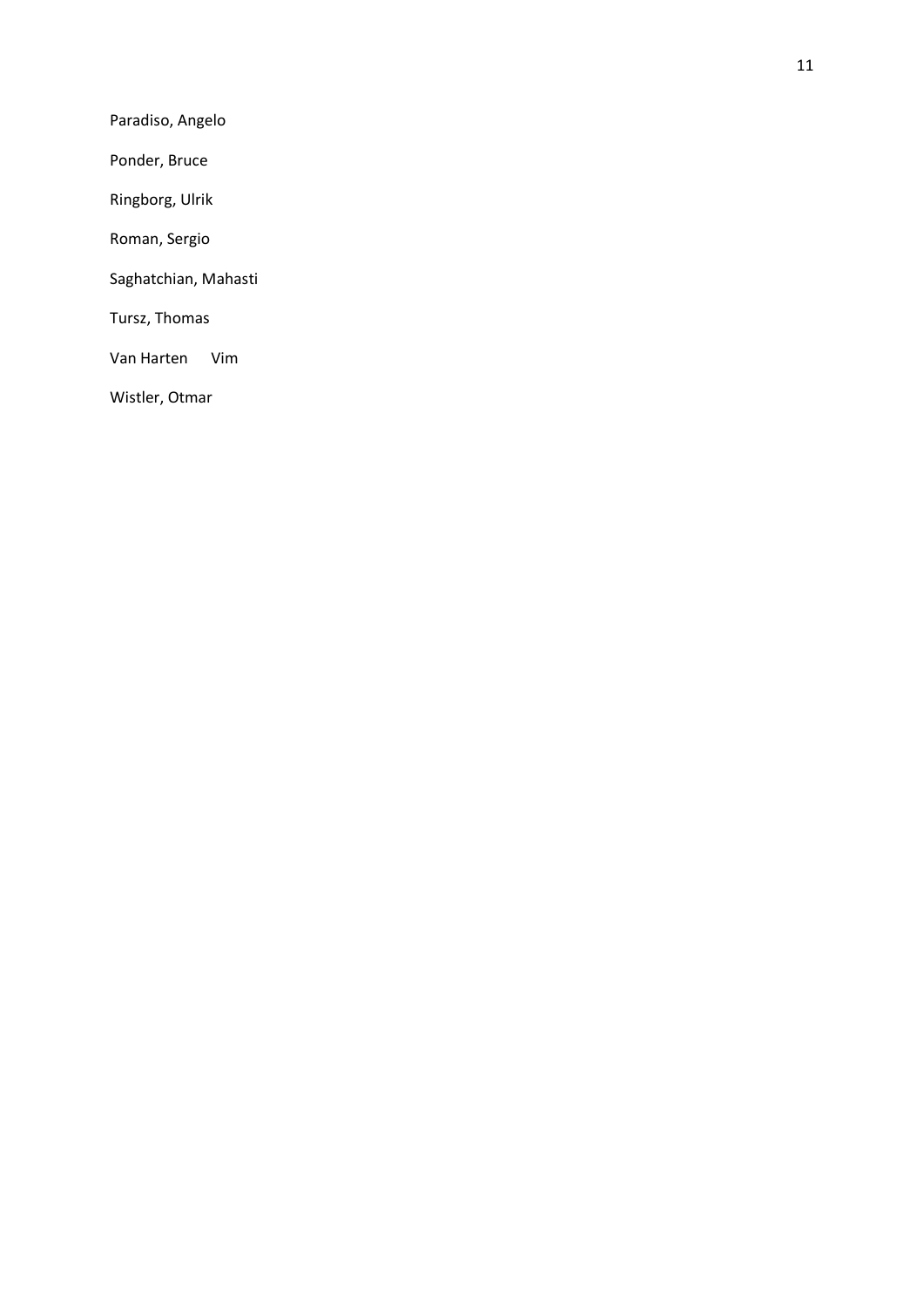Paradiso, Angelo

Ponder, Bruce

Ringborg, Ulrik

Roman, Sergio

Saghatchian, Mahasti

Tursz, Thomas

Van Harten Vim

Wistler, Otmar